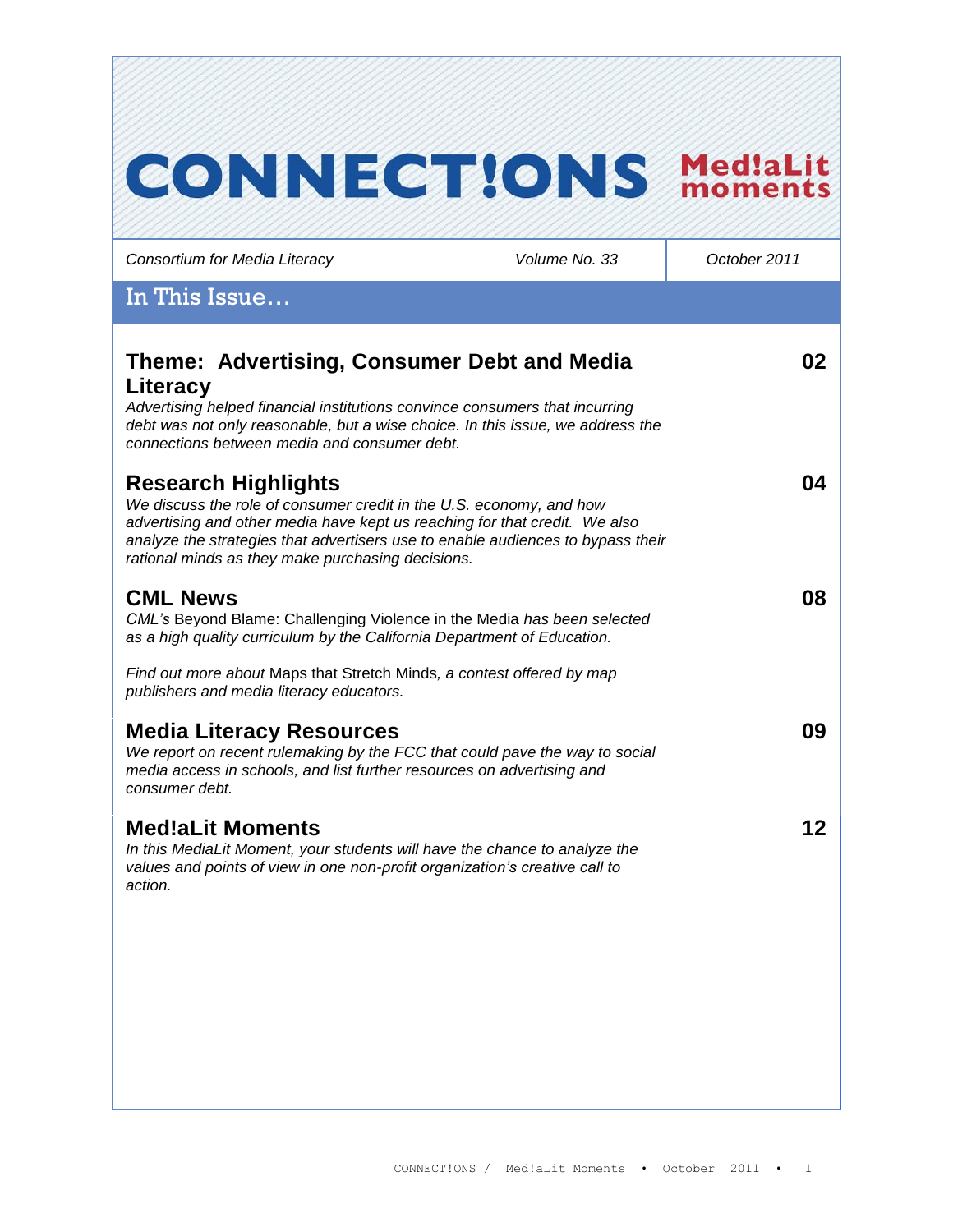# CONNECT!ONS Med!aLit moments

*Consortium for Media Literacy* | *Volume No. 33* | *October 2011*

## In This Issue…

### Theme: Advertising, Consumer Debt and Media Literacy — 02

*Advertising helped financial institutions convince consumers that incurring debt was not only reasonable, but a wise choice. In this issue, we address the connections between media and consumer debt.*

### Research Highlights — 04

*We discuss the role of consumer credit in the U.S. economy, and how advertising and other media have kept us reaching for that credit. We also analyze the strategies that advertisers use to enable audiences to bypass their rational minds as they make purchasing decisions.*

### CML News — 08

*CML's* Beyond Blame: Challenging Violence in the Media *has been selected as a high quality curriculum by the California Department of Education.*

*Find out more about* Maps that Stretch Minds*, a contest offered by map publishers and media literacy educators.*

### Media Literacy Resources — 09

*We report on recent rulemaking by the FCC that could pave the way to social media access in schools, and list further resources on advertising and consumer debt.*

### Med!aLit Moments — 12

*In this MediaLit Moment, your students will have the chance to analyze the values and points of view in one non-profit organization's creative call to action.*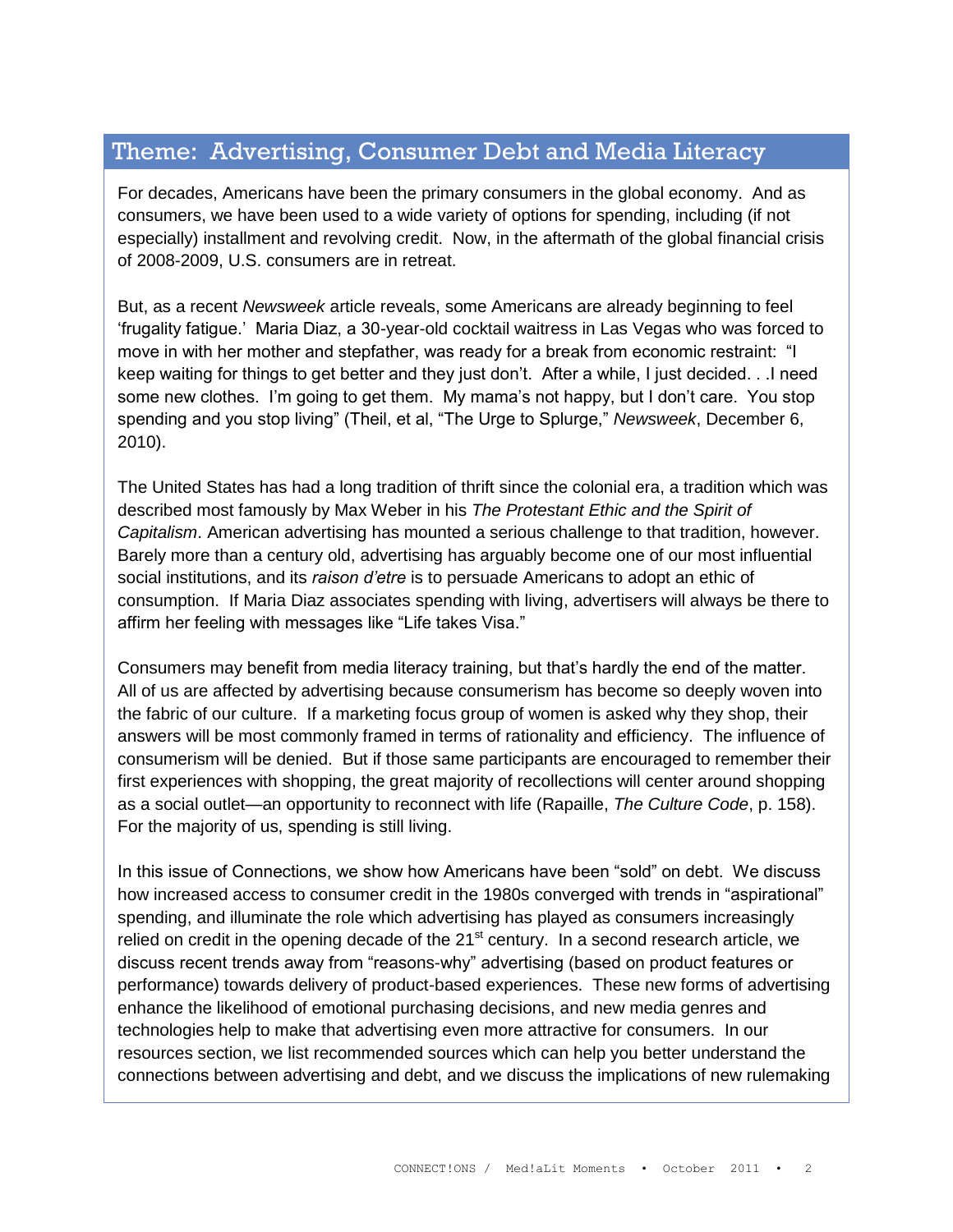## Theme: Advertising, Consumer Debt and Media Literacy

For decades, Americans have been the primary consumers in the global economy. And as consumers, we have been used to a wide variety of options for spending, including (if not especially) installment and revolving credit. Now, in the aftermath of the global financial crisis of 2008-2009, U.S. consumers are in retreat.

But, as a recent *Newsweek* article reveals, some Americans are already beginning to feel 'frugality fatigue.' Maria Diaz, a 30-year-old cocktail waitress in Las Vegas who was forced to move in with her mother and stepfather, was ready for a break from economic restraint: "I keep waiting for things to get better and they just don't. After a while, I just decided. . .I need some new clothes. I'm going to get them. My mama's not happy, but I don't care. You stop spending and you stop living" (Theil, et al, "The Urge to Splurge," *Newsweek*, December 6, 2010).

The United States has had a long tradition of thrift since the colonial era, a tradition which was described most famously by Max Weber in his *The Protestant Ethic and the Spirit of Capitalism*. American advertising has mounted a serious challenge to that tradition, however. Barely more than a century old, advertising has arguably become one of our most influential social institutions, and its *raison d'etre* is to persuade Americans to adopt an ethic of consumption. If Maria Diaz associates spending with living, advertisers will always be there to affirm her feeling with messages like "Life takes Visa."

Consumers may benefit from media literacy training, but that's hardly the end of the matter. All of us are affected by advertising because consumerism has become so deeply woven into the fabric of our culture. If a marketing focus group of women is asked why they shop, their answers will be most commonly framed in terms of rationality and efficiency. The influence of consumerism will be denied. But if those same participants are encouraged to remember their first experiences with shopping, the great majority of recollections will center around shopping as a social outlet—an opportunity to reconnect with life (Rapaille, *The Culture Code*, p. 158). For the majority of us, spending is still living.

In this issue of Connections, we show how Americans have been "sold" on debt. We discuss how increased access to consumer credit in the 1980s converged with trends in "aspirational" spending, and illuminate the role which advertising has played as consumers increasingly relied on credit in the opening decade of the 21st century. In a second research article, we discuss recent trends away from "reasons-why" advertising (based on product features or performance) towards delivery of product-based experiences. These new forms of advertising enhance the likelihood of emotional purchasing decisions, and new media genres and technologies help to make that advertising even more attractive for consumers. In our resources section, we list recommended sources which can help you better understand the connections between advertising and debt, and we discuss the implications of new rulemaking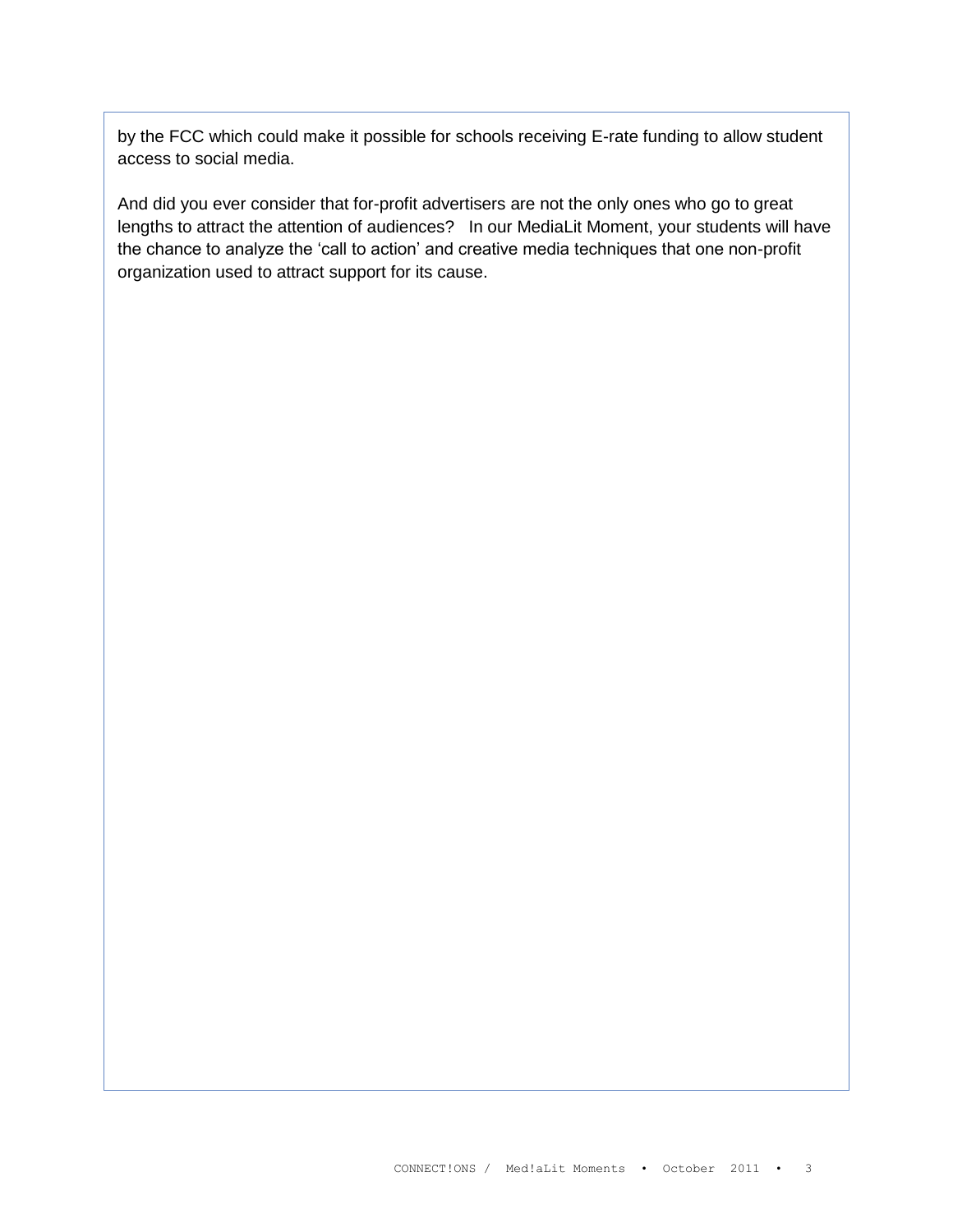by the FCC which could make it possible for schools receiving E-rate funding to allow student access to social media.

And did you ever consider that for-profit advertisers are not the only ones who go to great lengths to attract the attention of audiences?   In our MediaLit Moment, your students will have the chance to analyze the 'call to action' and creative media techniques that one non-profit organization used to attract support for its cause.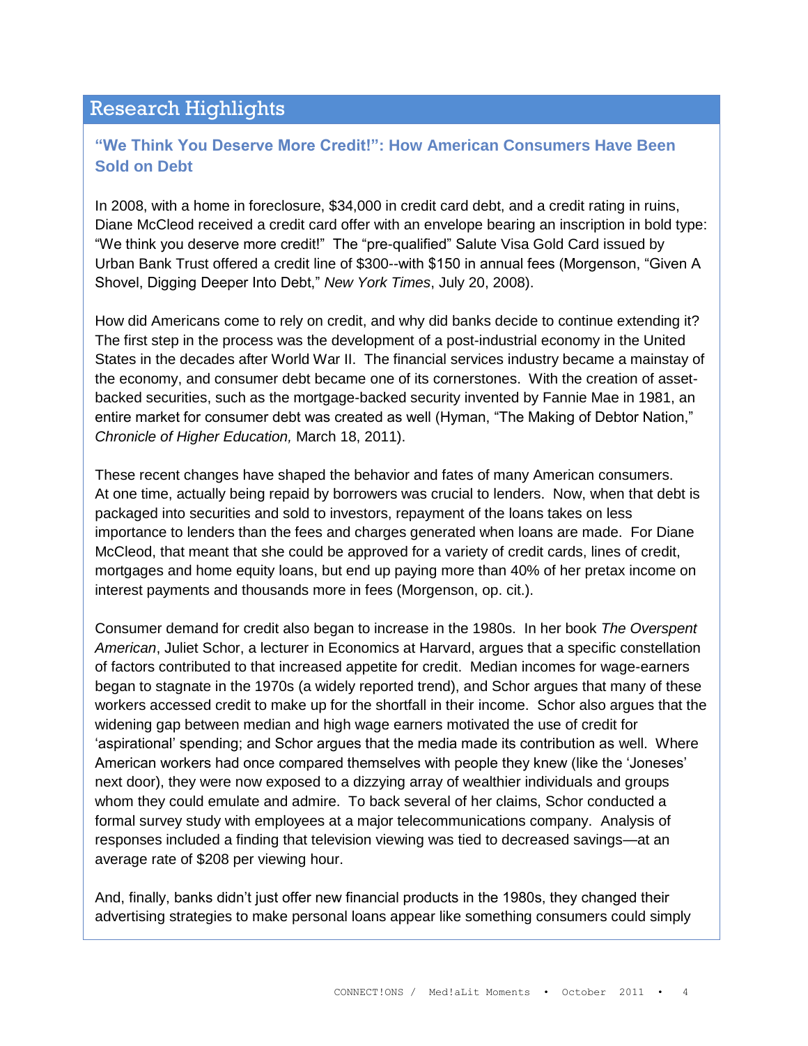## Research Highlights

### "We Think You Deserve More Credit!": How American Consumers Have Been Sold on Debt

In 2008, with a home in foreclosure, $34,000 in credit card debt, and a credit rating in ruins, Diane McCleod received a credit card offer with an envelope bearing an inscription in bold type: "We think you deserve more credit!" The "pre-qualified" Salute Visa Gold Card issued by Urban Bank Trust offered a credit line of $300--with $150 in annual fees (Morgenson, "Given A Shovel, Digging Deeper Into Debt," *New York Times*, July 20, 2008).

How did Americans come to rely on credit, and why did banks decide to continue extending it? The first step in the process was the development of a post-industrial economy in the United States in the decades after World War II. The financial services industry became a mainstay of the economy, and consumer debt became one of its cornerstones. With the creation of asset-backed securities, such as the mortgage-backed security invented by Fannie Mae in 1981, an entire market for consumer debt was created as well (Hyman, "The Making of Debtor Nation," *Chronicle of Higher Education,* March 18, 2011).

These recent changes have shaped the behavior and fates of many American consumers. At one time, actually being repaid by borrowers was crucial to lenders. Now, when that debt is packaged into securities and sold to investors, repayment of the loans takes on less importance to lenders than the fees and charges generated when loans are made. For Diane McCleod, that meant that she could be approved for a variety of credit cards, lines of credit, mortgages and home equity loans, but end up paying more than 40% of her pretax income on interest payments and thousands more in fees (Morgenson, op. cit.).

Consumer demand for credit also began to increase in the 1980s. In her book *The Overspent American*, Juliet Schor, a lecturer in Economics at Harvard, argues that a specific constellation of factors contributed to that increased appetite for credit. Median incomes for wage-earners began to stagnate in the 1970s (a widely reported trend), and Schor argues that many of these workers accessed credit to make up for the shortfall in their income. Schor also argues that the widening gap between median and high wage earners motivated the use of credit for 'aspirational' spending; and Schor argues that the media made its contribution as well. Where American workers had once compared themselves with people they knew (like the 'Joneses' next door), they were now exposed to a dizzying array of wealthier individuals and groups whom they could emulate and admire. To back several of her claims, Schor conducted a formal survey study with employees at a major telecommunications company. Analysis of responses included a finding that television viewing was tied to decreased savings—at an average rate of $208 per viewing hour.

And, finally, banks didn't just offer new financial products in the 1980s, they changed their advertising strategies to make personal loans appear like something consumers could simply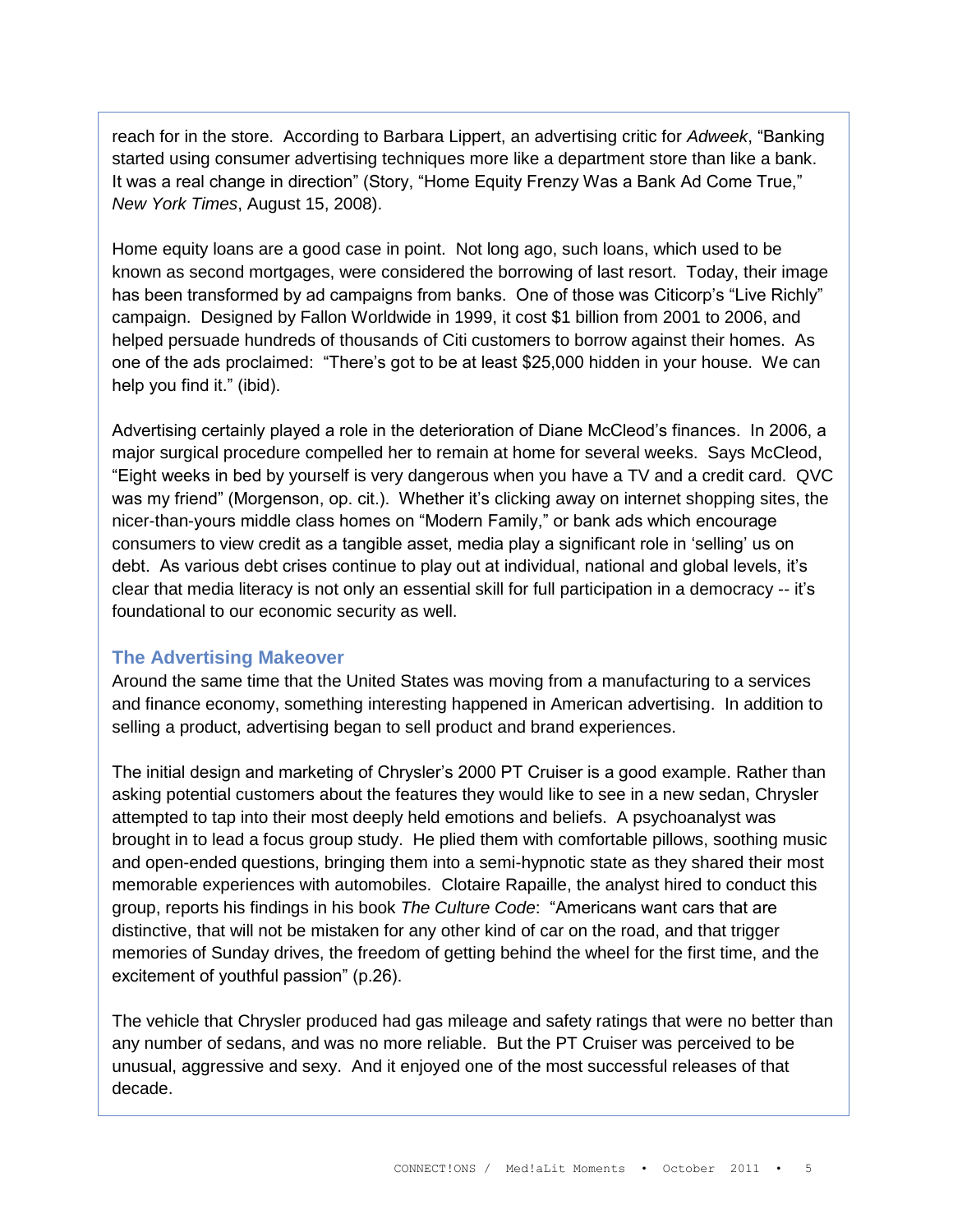reach for in the store. According to Barbara Lippert, an advertising critic for *Adweek*, "Banking started using consumer advertising techniques more like a department store than like a bank. It was a real change in direction" (Story, "Home Equity Frenzy Was a Bank Ad Come True," *New York Times*, August 15, 2008).

Home equity loans are a good case in point. Not long ago, such loans, which used to be known as second mortgages, were considered the borrowing of last resort. Today, their image has been transformed by ad campaigns from banks. One of those was Citicorp's "Live Richly" campaign. Designed by Fallon Worldwide in 1999, it cost $1 billion from 2001 to 2006, and helped persuade hundreds of thousands of Citi customers to borrow against their homes. As one of the ads proclaimed: "There's got to be at least $25,000 hidden in your house. We can help you find it." (ibid).

Advertising certainly played a role in the deterioration of Diane McCleod's finances. In 2006, a major surgical procedure compelled her to remain at home for several weeks. Says McCleod, "Eight weeks in bed by yourself is very dangerous when you have a TV and a credit card. QVC was my friend" (Morgenson, op. cit.). Whether it's clicking away on internet shopping sites, the nicer-than-yours middle class homes on "Modern Family," or bank ads which encourage consumers to view credit as a tangible asset, media play a significant role in 'selling' us on debt. As various debt crises continue to play out at individual, national and global levels, it's clear that media literacy is not only an essential skill for full participation in a democracy -- it's foundational to our economic security as well.

## The Advertising Makeover

Around the same time that the United States was moving from a manufacturing to a services and finance economy, something interesting happened in American advertising. In addition to selling a product, advertising began to sell product and brand experiences.

The initial design and marketing of Chrysler's 2000 PT Cruiser is a good example. Rather than asking potential customers about the features they would like to see in a new sedan, Chrysler attempted to tap into their most deeply held emotions and beliefs. A psychoanalyst was brought in to lead a focus group study. He plied them with comfortable pillows, soothing music and open-ended questions, bringing them into a semi-hypnotic state as they shared their most memorable experiences with automobiles. Clotaire Rapaille, the analyst hired to conduct this group, reports his findings in his book *The Culture Code*: "Americans want cars that are distinctive, that will not be mistaken for any other kind of car on the road, and that trigger memories of Sunday drives, the freedom of getting behind the wheel for the first time, and the excitement of youthful passion" (p.26).

The vehicle that Chrysler produced had gas mileage and safety ratings that were no better than any number of sedans, and was no more reliable. But the PT Cruiser was perceived to be unusual, aggressive and sexy. And it enjoyed one of the most successful releases of that decade.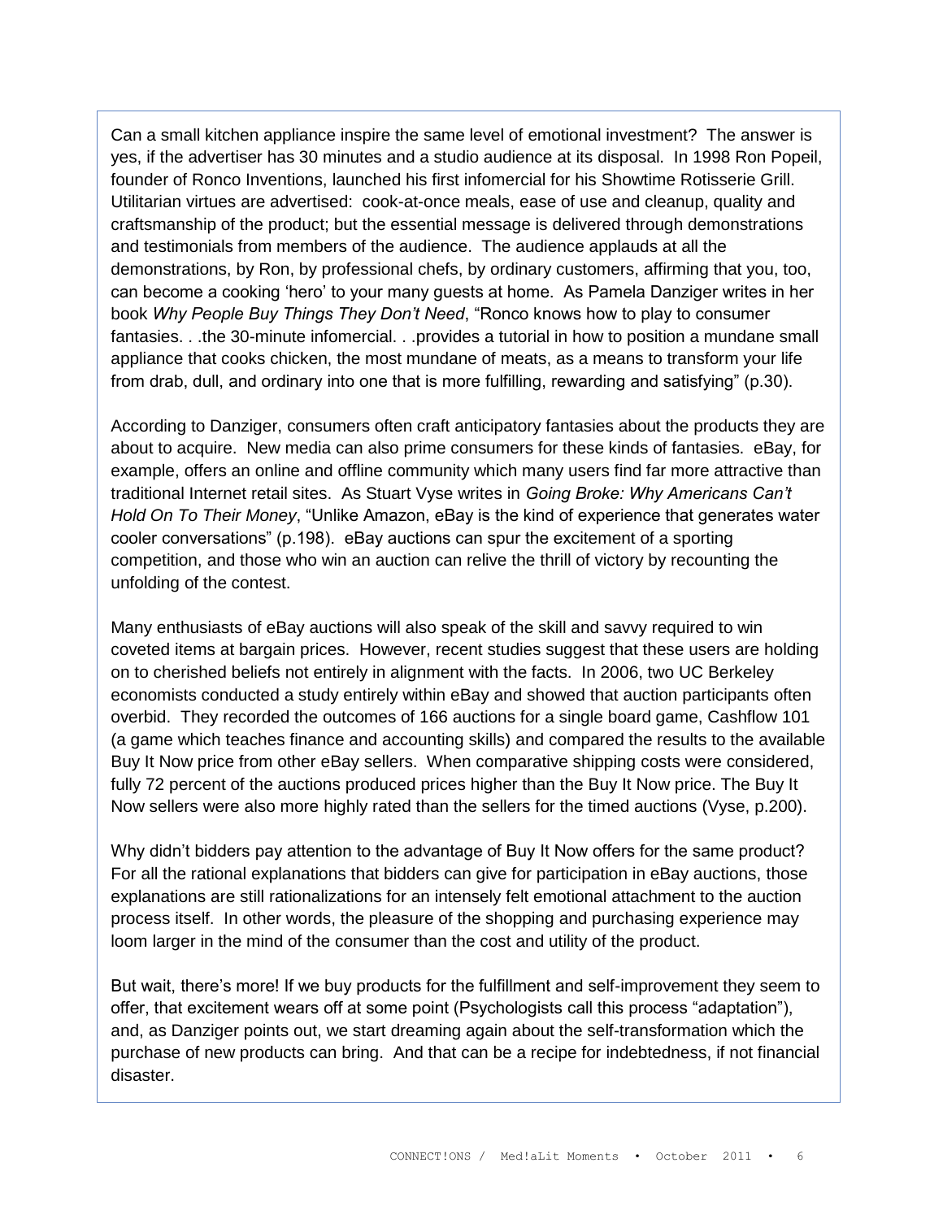Can a small kitchen appliance inspire the same level of emotional investment? The answer is yes, if the advertiser has 30 minutes and a studio audience at its disposal. In 1998 Ron Popeil, founder of Ronco Inventions, launched his first infomercial for his Showtime Rotisserie Grill. Utilitarian virtues are advertised: cook-at-once meals, ease of use and cleanup, quality and craftsmanship of the product; but the essential message is delivered through demonstrations and testimonials from members of the audience. The audience applauds at all the demonstrations, by Ron, by professional chefs, by ordinary customers, affirming that you, too, can become a cooking 'hero' to your many guests at home. As Pamela Danziger writes in her book *Why People Buy Things They Don't Need*, "Ronco knows how to play to consumer fantasies. . .the 30-minute infomercial. . .provides a tutorial in how to position a mundane small appliance that cooks chicken, the most mundane of meats, as a means to transform your life from drab, dull, and ordinary into one that is more fulfilling, rewarding and satisfying" (p.30).

According to Danziger, consumers often craft anticipatory fantasies about the products they are about to acquire. New media can also prime consumers for these kinds of fantasies. eBay, for example, offers an online and offline community which many users find far more attractive than traditional Internet retail sites. As Stuart Vyse writes in *Going Broke: Why Americans Can't Hold On To Their Money*, "Unlike Amazon, eBay is the kind of experience that generates water cooler conversations" (p.198). eBay auctions can spur the excitement of a sporting competition, and those who win an auction can relive the thrill of victory by recounting the unfolding of the contest.

Many enthusiasts of eBay auctions will also speak of the skill and savvy required to win coveted items at bargain prices. However, recent studies suggest that these users are holding on to cherished beliefs not entirely in alignment with the facts. In 2006, two UC Berkeley economists conducted a study entirely within eBay and showed that auction participants often overbid. They recorded the outcomes of 166 auctions for a single board game, Cashflow 101 (a game which teaches finance and accounting skills) and compared the results to the available Buy It Now price from other eBay sellers. When comparative shipping costs were considered, fully 72 percent of the auctions produced prices higher than the Buy It Now price. The Buy It Now sellers were also more highly rated than the sellers for the timed auctions (Vyse, p.200).

Why didn't bidders pay attention to the advantage of Buy It Now offers for the same product? For all the rational explanations that bidders can give for participation in eBay auctions, those explanations are still rationalizations for an intensely felt emotional attachment to the auction process itself. In other words, the pleasure of the shopping and purchasing experience may loom larger in the mind of the consumer than the cost and utility of the product.

But wait, there's more! If we buy products for the fulfillment and self-improvement they seem to offer, that excitement wears off at some point (Psychologists call this process "adaptation"), and, as Danziger points out, we start dreaming again about the self-transformation which the purchase of new products can bring. And that can be a recipe for indebtedness, if not financial disaster.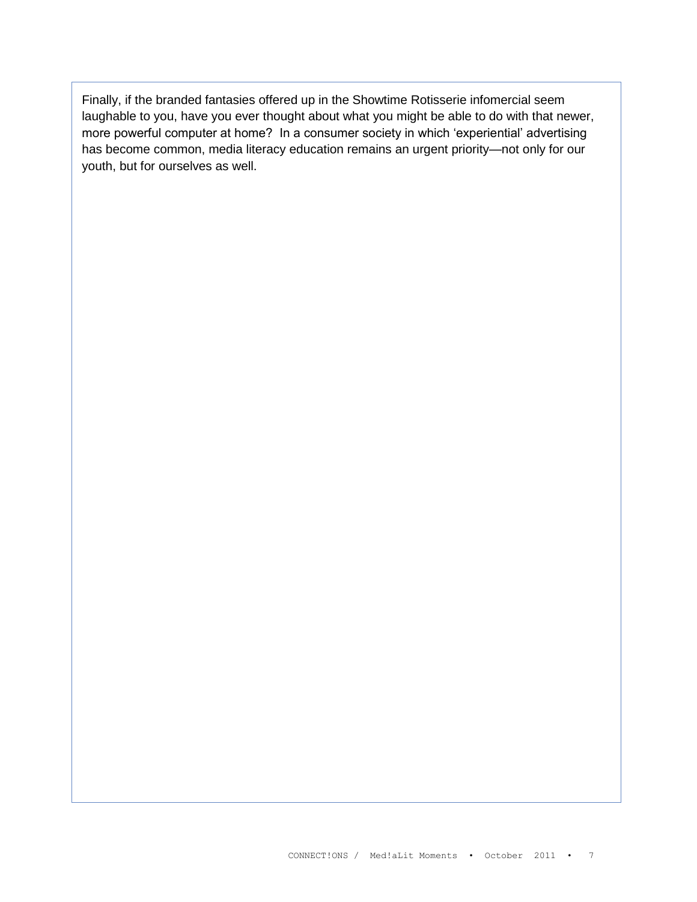Finally, if the branded fantasies offered up in the Showtime Rotisserie infomercial seem laughable to you, have you ever thought about what you might be able to do with that newer, more powerful computer at home? In a consumer society in which 'experiential' advertising has become common, media literacy education remains an urgent priority—not only for our youth, but for ourselves as well.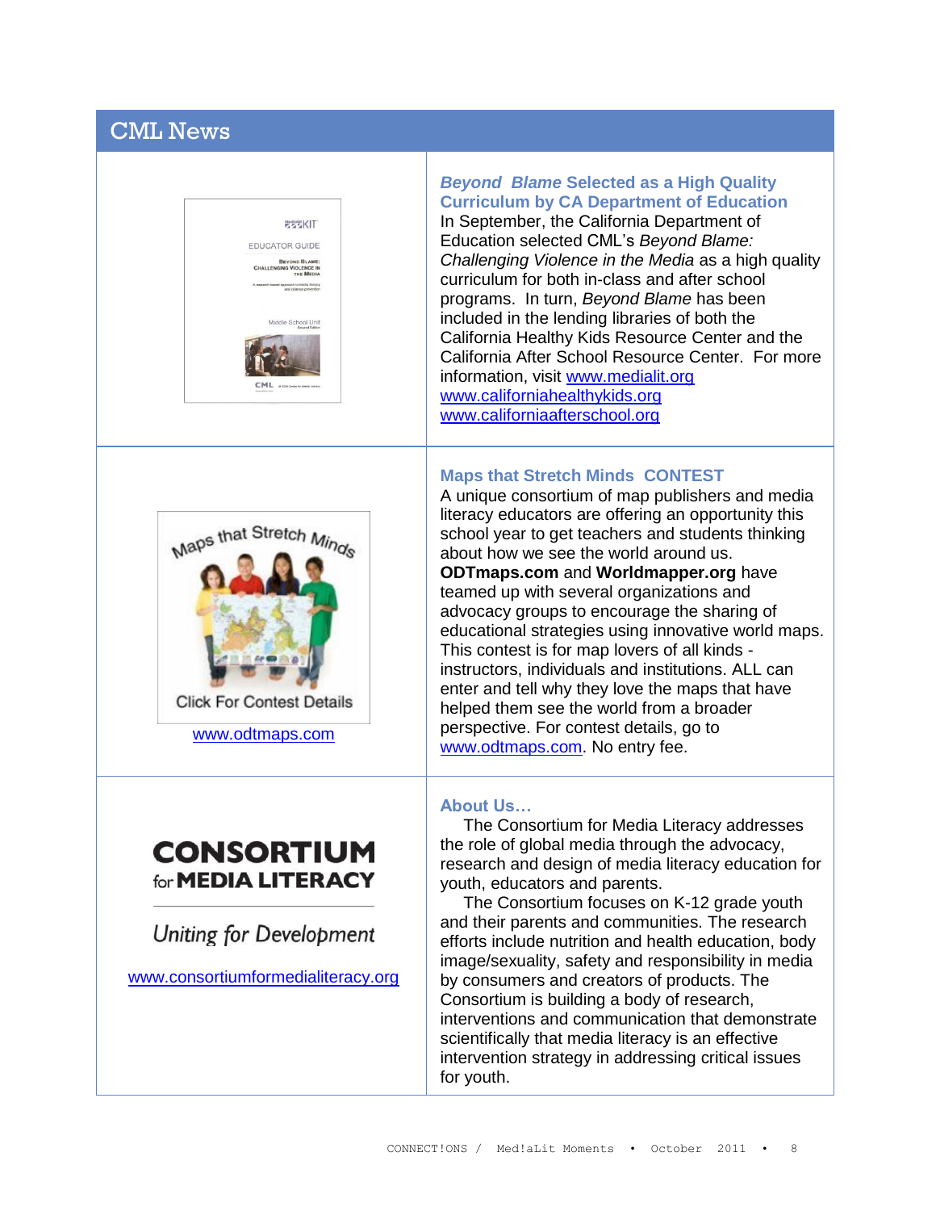# CML News

### *Beyond Blame* Selected as a High Quality Curriculum by CA Department of Education

In September, the California Department of Education selected CML's *Beyond Blame: Challenging Violence in the Media* as a high quality curriculum for both in-class and after school programs. In turn, *Beyond Blame* has been included in the lending libraries of both the California Healthy Kids Resource Center and the California After School Resource Center. For more information, visit www.medialit.org www.californiahealthykids.org www.californiaafterschool.org

### Maps that Stretch Minds CONTEST

Click For Contest Details

www.odtmaps.com

A unique consortium of map publishers and media literacy educators are offering an opportunity this school year to get teachers and students thinking about how we see the world around us. **ODTmaps.com** and **Worldmapper.org** have teamed up with several organizations and advocacy groups to encourage the sharing of educational strategies using innovative world maps. This contest is for map lovers of all kinds - instructors, individuals and institutions. ALL can enter and tell why they love the maps that have helped them see the world from a broader perspective. For contest details, go to www.odtmaps.com. No entry fee.

### About Us…

**CONSORTIUM for MEDIA LITERACY**

*Uniting for Development*

www.consortiumformedialiteracy.org

The Consortium for Media Literacy addresses the role of global media through the advocacy, research and design of media literacy education for youth, educators and parents.

The Consortium focuses on K-12 grade youth and their parents and communities. The research efforts include nutrition and health education, body image/sexuality, safety and responsibility in media by consumers and creators of products. The Consortium is building a body of research, interventions and communication that demonstrate scientifically that media literacy is an effective intervention strategy in addressing critical issues for youth.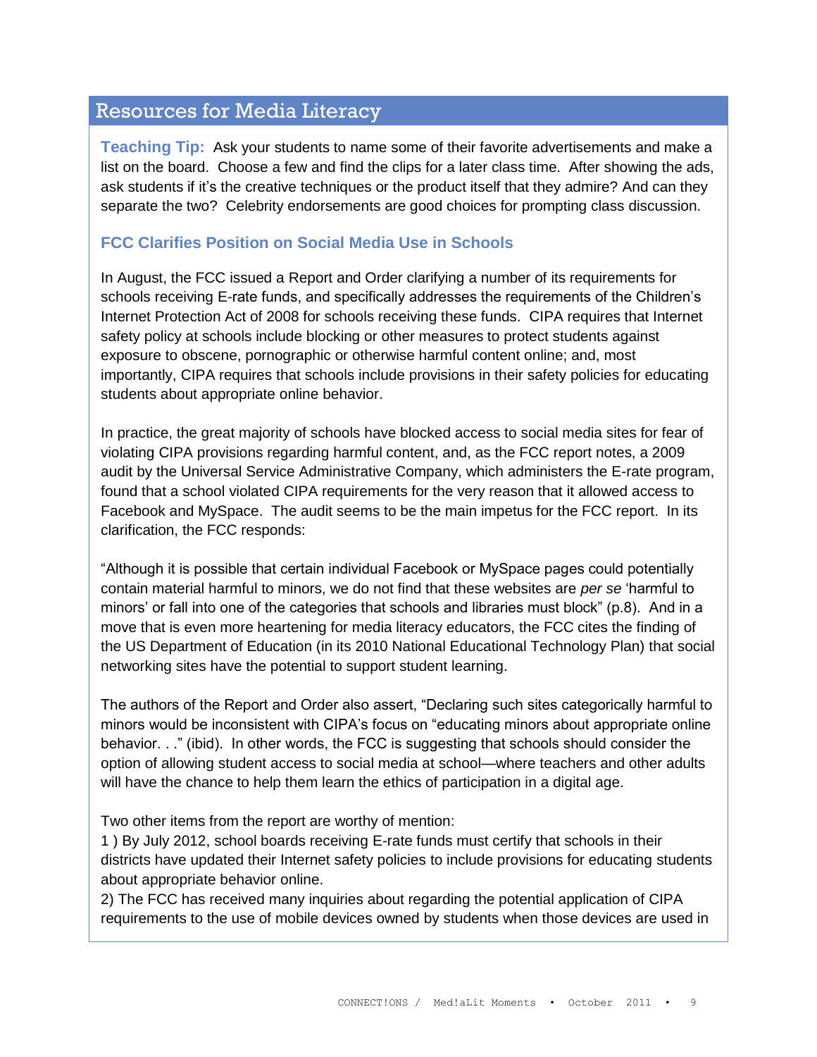## Resources for Media Literacy

**Teaching Tip:** Ask your students to name some of their favorite advertisements and make a list on the board. Choose a few and find the clips for a later class time. After showing the ads, ask students if it's the creative techniques or the product itself that they admire? And can they separate the two? Celebrity endorsements are good choices for prompting class discussion.

### FCC Clarifies Position on Social Media Use in Schools

In August, the FCC issued a Report and Order clarifying a number of its requirements for schools receiving E-rate funds, and specifically addresses the requirements of the Children's Internet Protection Act of 2008 for schools receiving these funds. CIPA requires that Internet safety policy at schools include blocking or other measures to protect students against exposure to obscene, pornographic or otherwise harmful content online; and, most importantly, CIPA requires that schools include provisions in their safety policies for educating students about appropriate online behavior.

In practice, the great majority of schools have blocked access to social media sites for fear of violating CIPA provisions regarding harmful content, and, as the FCC report notes, a 2009 audit by the Universal Service Administrative Company, which administers the E-rate program, found that a school violated CIPA requirements for the very reason that it allowed access to Facebook and MySpace. The audit seems to be the main impetus for the FCC report. In its clarification, the FCC responds:

"Although it is possible that certain individual Facebook or MySpace pages could potentially contain material harmful to minors, we do not find that these websites are *per se* 'harmful to minors' or fall into one of the categories that schools and libraries must block" (p.8). And in a move that is even more heartening for media literacy educators, the FCC cites the finding of the US Department of Education (in its 2010 National Educational Technology Plan) that social networking sites have the potential to support student learning.

The authors of the Report and Order also assert, "Declaring such sites categorically harmful to minors would be inconsistent with CIPA's focus on "educating minors about appropriate online behavior. . ." (ibid). In other words, the FCC is suggesting that schools should consider the option of allowing student access to social media at school—where teachers and other adults will have the chance to help them learn the ethics of participation in a digital age.

Two other items from the report are worthy of mention:

1 ) By July 2012, school boards receiving E-rate funds must certify that schools in their districts have updated their Internet safety policies to include provisions for educating students about appropriate behavior online.

2) The FCC has received many inquiries about regarding the potential application of CIPA requirements to the use of mobile devices owned by students when those devices are used in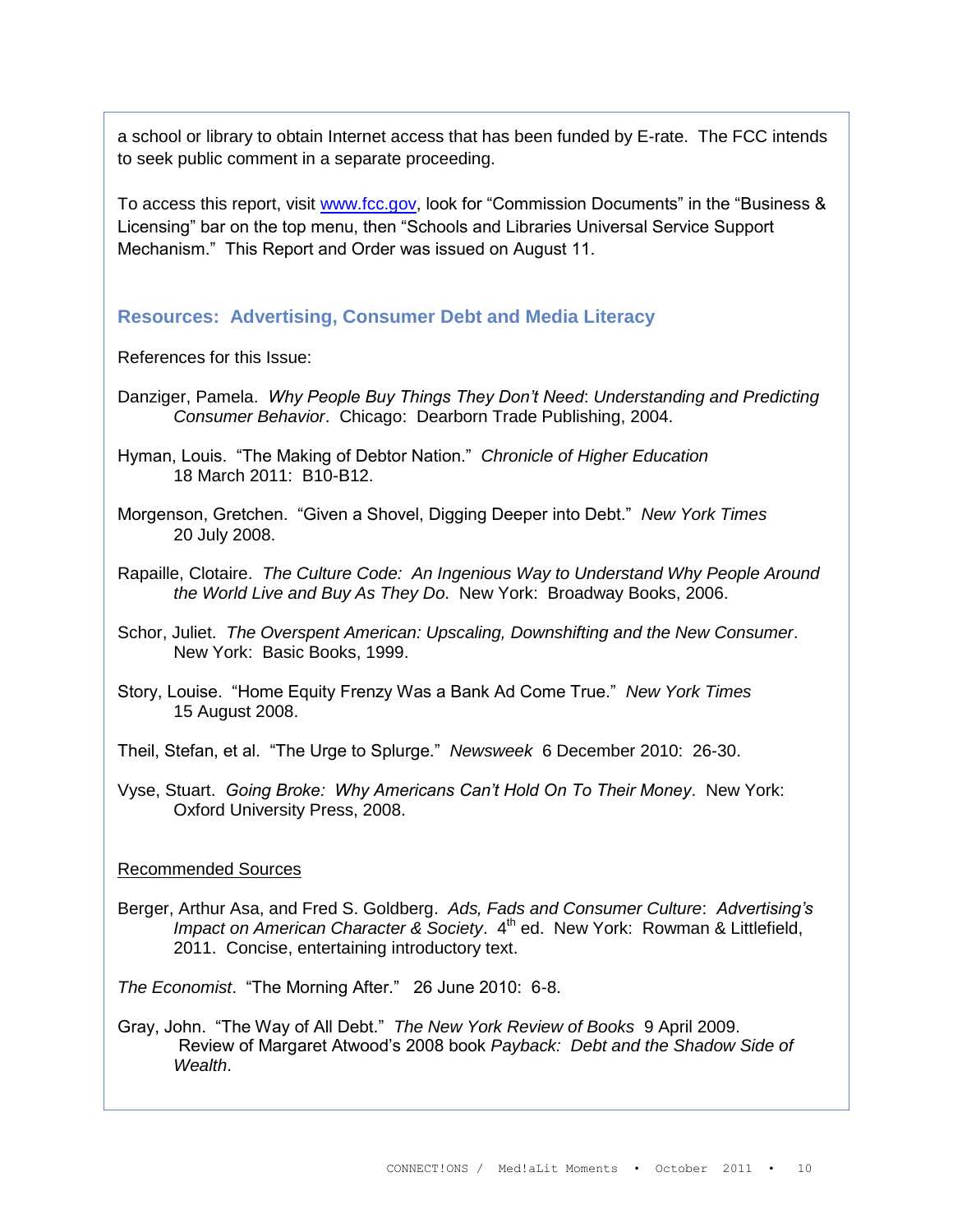a school or library to obtain Internet access that has been funded by E-rate. The FCC intends to seek public comment in a separate proceeding.

To access this report, visit [www.fcc.gov](http://www.fcc.gov), look for "Commission Documents" in the "Business & Licensing" bar on the top menu, then "Schools and Libraries Universal Service Support Mechanism." This Report and Order was issued on August 11.

## Resources: Advertising, Consumer Debt and Media Literacy

References for this Issue:

Danziger, Pamela. *Why People Buy Things They Don't Need*: *Understanding and Predicting Consumer Behavior*. Chicago: Dearborn Trade Publishing, 2004.

Hyman, Louis. "The Making of Debtor Nation." *Chronicle of Higher Education* 18 March 2011: B10-B12.

Morgenson, Gretchen. "Given a Shovel, Digging Deeper into Debt." *New York Times* 20 July 2008.

Rapaille, Clotaire. *The Culture Code: An Ingenious Way to Understand Why People Around the World Live and Buy As They Do.* New York: Broadway Books, 2006.

Schor, Juliet. *The Overspent American: Upscaling, Downshifting and the New Consumer*. New York: Basic Books, 1999.

Story, Louise. "Home Equity Frenzy Was a Bank Ad Come True." *New York Times* 15 August 2008.

Theil, Stefan, et al. "The Urge to Splurge." *Newsweek* 6 December 2010: 26-30.

Vyse, Stuart. *Going Broke: Why Americans Can't Hold On To Their Money*. New York: Oxford University Press, 2008.

<u>Recommended Sources</u>

Berger, Arthur Asa, and Fred S. Goldberg. *Ads, Fads and Consumer Culture*: *Advertising's Impact on American Character & Society*. 4th ed. New York: Rowman & Littlefield, 2011. Concise, entertaining introductory text.

*The Economist*. "The Morning After." 26 June 2010: 6-8.

Gray, John. "The Way of All Debt." *The New York Review of Books* 9 April 2009. Review of Margaret Atwood's 2008 book *Payback: Debt and the Shadow Side of Wealth*.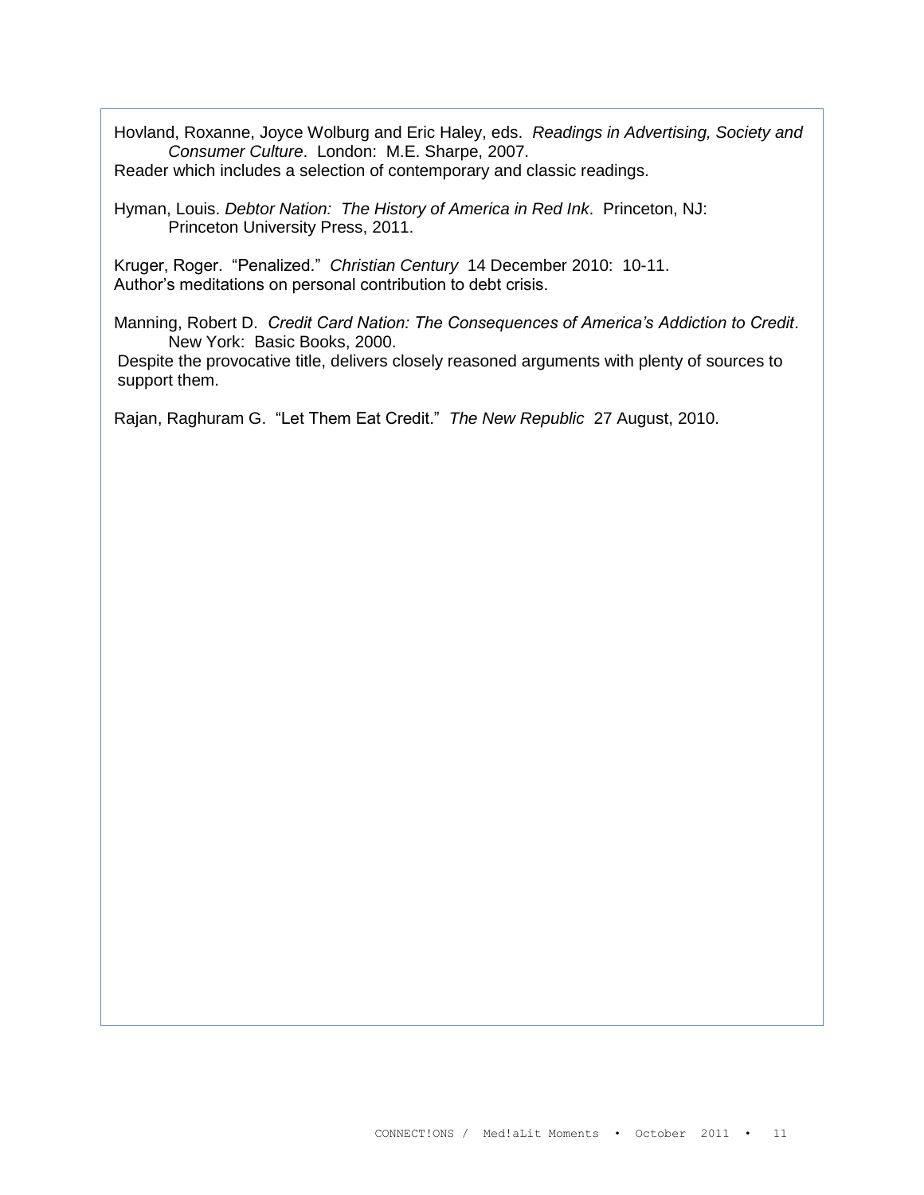Hovland, Roxanne, Joyce Wolburg and Eric Haley, eds. *Readings in Advertising, Society and Consumer Culture*. London: M.E. Sharpe, 2007.
Reader which includes a selection of contemporary and classic readings.

Hyman, Louis. *Debtor Nation: The History of America in Red Ink*. Princeton, NJ: Princeton University Press, 2011.

Kruger, Roger. "Penalized." *Christian Century* 14 December 2010: 10-11.
Author's meditations on personal contribution to debt crisis.

Manning, Robert D. *Credit Card Nation: The Consequences of America's Addiction to Credit*. New York: Basic Books, 2000.
Despite the provocative title, delivers closely reasoned arguments with plenty of sources to support them.

Rajan, Raghuram G. "Let Them Eat Credit." *The New Republic* 27 August, 2010.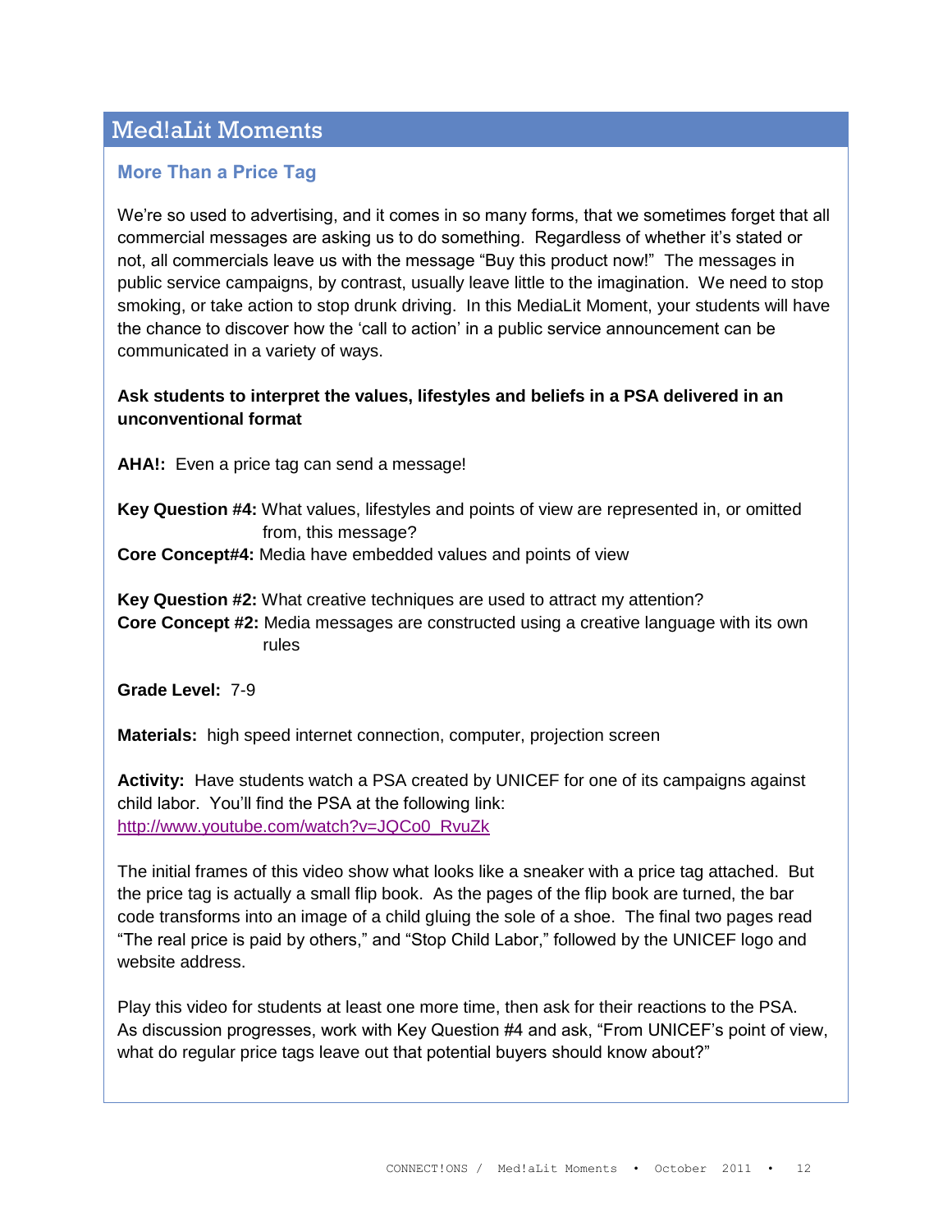## Med!aLit Moments

### More Than a Price Tag

We're so used to advertising, and it comes in so many forms, that we sometimes forget that all commercial messages are asking us to do something. Regardless of whether it's stated or not, all commercials leave us with the message "Buy this product now!" The messages in public service campaigns, by contrast, usually leave little to the imagination. We need to stop smoking, or take action to stop drunk driving. In this MediaLit Moment, your students will have the chance to discover how the 'call to action' in a public service announcement can be communicated in a variety of ways.

**Ask students to interpret the values, lifestyles and beliefs in a PSA delivered in an unconventional format**

**AHA!:** Even a price tag can send a message!

**Key Question #4:** What values, lifestyles and points of view are represented in, or omitted from, this message?
**Core Concept#4:** Media have embedded values and points of view

**Key Question #2:** What creative techniques are used to attract my attention?
**Core Concept #2:** Media messages are constructed using a creative language with its own rules

**Grade Level:** 7-9

**Materials:** high speed internet connection, computer, projection screen

**Activity:** Have students watch a PSA created by UNICEF for one of its campaigns against child labor. You'll find the PSA at the following link: http://www.youtube.com/watch?v=JQCo0_RvuZk

The initial frames of this video show what looks like a sneaker with a price tag attached. But the price tag is actually a small flip book. As the pages of the flip book are turned, the bar code transforms into an image of a child gluing the sole of a shoe. The final two pages read "The real price is paid by others," and "Stop Child Labor," followed by the UNICEF logo and website address.

Play this video for students at least one more time, then ask for their reactions to the PSA. As discussion progresses, work with Key Question #4 and ask, "From UNICEF's point of view, what do regular price tags leave out that potential buyers should know about?"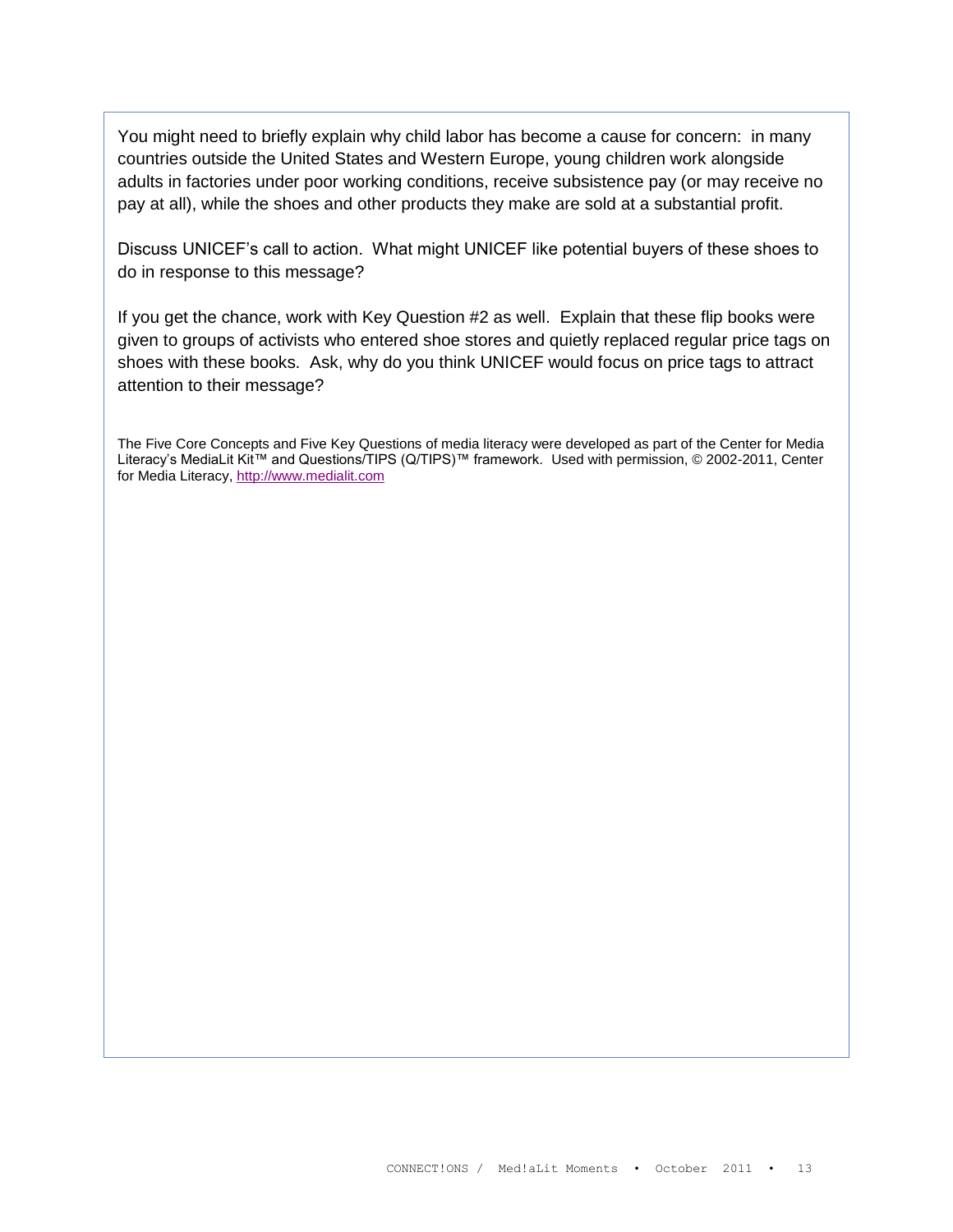You might need to briefly explain why child labor has become a cause for concern: in many countries outside the United States and Western Europe, young children work alongside adults in factories under poor working conditions, receive subsistence pay (or may receive no pay at all), while the shoes and other products they make are sold at a substantial profit.

Discuss UNICEF's call to action. What might UNICEF like potential buyers of these shoes to do in response to this message?

If you get the chance, work with Key Question #2 as well. Explain that these flip books were given to groups of activists who entered shoe stores and quietly replaced regular price tags on shoes with these books. Ask, why do you think UNICEF would focus on price tags to attract attention to their message?

The Five Core Concepts and Five Key Questions of media literacy were developed as part of the Center for Media Literacy's MediaLit Kit™ and Questions/TIPS (Q/TIPS)™ framework. Used with permission, © 2002-2011, Center for Media Literacy, http://www.medialit.com